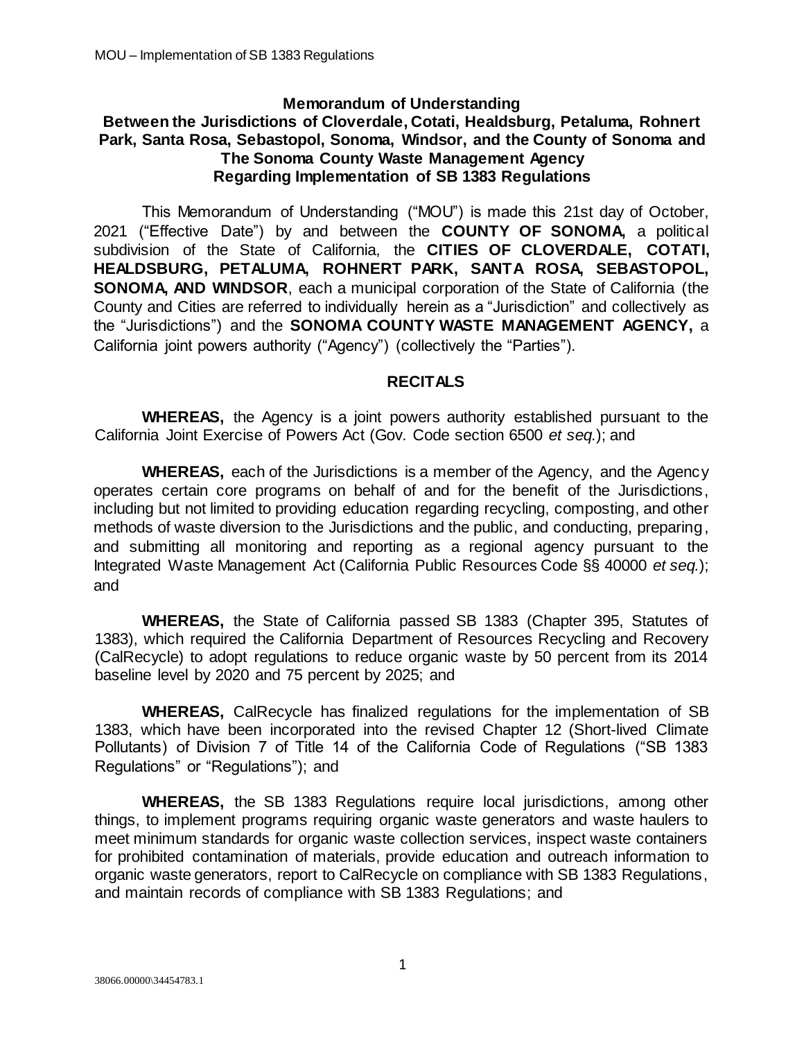**Memorandum of Understanding**
**Between the Jurisdictions of Cloverdale, Cotati, Healdsburg, Petaluma, Rohnert Park, Santa Rosa, Sebastopol, Sonoma, Windsor, and the County of Sonoma and The Sonoma County Waste Management Agency**
**Regarding Implementation of SB 1383 Regulations**

This Memorandum of Understanding ("MOU") is made this 21st day of October, 2021 ("Effective Date") by and between the **COUNTY OF SONOMA,** a political subdivision of the State of California, the **CITIES OF CLOVERDALE, COTATI, HEALDSBURG, PETALUMA, ROHNERT PARK, SANTA ROSA, SEBASTOPOL, SONOMA, AND WINDSOR**, each a municipal corporation of the State of California (the County and Cities are referred to individually herein as a "Jurisdiction" and collectively as the "Jurisdictions") and the **SONOMA COUNTY WASTE MANAGEMENT AGENCY,** a California joint powers authority ("Agency") (collectively the "Parties").

**RECITALS**

**WHEREAS,** the Agency is a joint powers authority established pursuant to the California Joint Exercise of Powers Act (Gov. Code section 6500 *et seq.*); and

**WHEREAS,** each of the Jurisdictions is a member of the Agency, and the Agency operates certain core programs on behalf of and for the benefit of the Jurisdictions, including but not limited to providing education regarding recycling, composting, and other methods of waste diversion to the Jurisdictions and the public, and conducting, preparing, and submitting all monitoring and reporting as a regional agency pursuant to the Integrated Waste Management Act (California Public Resources Code §§ 40000 *et seq.*); and

**WHEREAS,** the State of California passed SB 1383 (Chapter 395, Statutes of 1383), which required the California Department of Resources Recycling and Recovery (CalRecycle) to adopt regulations to reduce organic waste by 50 percent from its 2014 baseline level by 2020 and 75 percent by 2025; and

**WHEREAS,** CalRecycle has finalized regulations for the implementation of SB 1383, which have been incorporated into the revised Chapter 12 (Short-lived Climate Pollutants) of Division 7 of Title 14 of the California Code of Regulations ("SB 1383 Regulations" or "Regulations"); and

**WHEREAS,** the SB 1383 Regulations require local jurisdictions, among other things, to implement programs requiring organic waste generators and waste haulers to meet minimum standards for organic waste collection services, inspect waste containers for prohibited contamination of materials, provide education and outreach information to organic waste generators, report to CalRecycle on compliance with SB 1383 Regulations, and maintain records of compliance with SB 1383 Regulations; and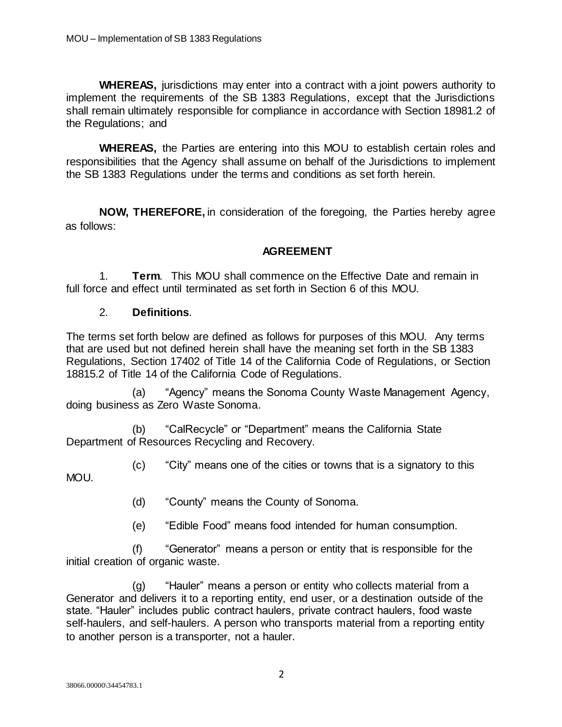**WHEREAS,** jurisdictions may enter into a contract with a joint powers authority to implement the requirements of the SB 1383 Regulations, except that the Jurisdictions shall remain ultimately responsible for compliance in accordance with Section 18981.2 of the Regulations; and

**WHEREAS,** the Parties are entering into this MOU to establish certain roles and responsibilities that the Agency shall assume on behalf of the Jurisdictions to implement the SB 1383 Regulations under the terms and conditions as set forth herein.

**NOW, THEREFORE,** in consideration of the foregoing, the Parties hereby agree as follows:

## AGREEMENT

1. **Term**. This MOU shall commence on the Effective Date and remain in full force and effect until terminated as set forth in Section 6 of this MOU.

2. **Definitions**.

The terms set forth below are defined as follows for purposes of this MOU. Any terms that are used but not defined herein shall have the meaning set forth in the SB 1383 Regulations, Section 17402 of Title 14 of the California Code of Regulations, or Section 18815.2 of Title 14 of the California Code of Regulations.

(a) "Agency" means the Sonoma County Waste Management Agency, doing business as Zero Waste Sonoma.

(b) "CalRecycle" or "Department" means the California State Department of Resources Recycling and Recovery.

(c) "City" means one of the cities or towns that is a signatory to this MOU.

(d) "County" means the County of Sonoma.

(e) "Edible Food" means food intended for human consumption.

(f) "Generator" means a person or entity that is responsible for the initial creation of organic waste.

(g) "Hauler" means a person or entity who collects material from a Generator and delivers it to a reporting entity, end user, or a destination outside of the state. "Hauler" includes public contract haulers, private contract haulers, food waste self-haulers, and self-haulers. A person who transports material from a reporting entity to another person is a transporter, not a hauler.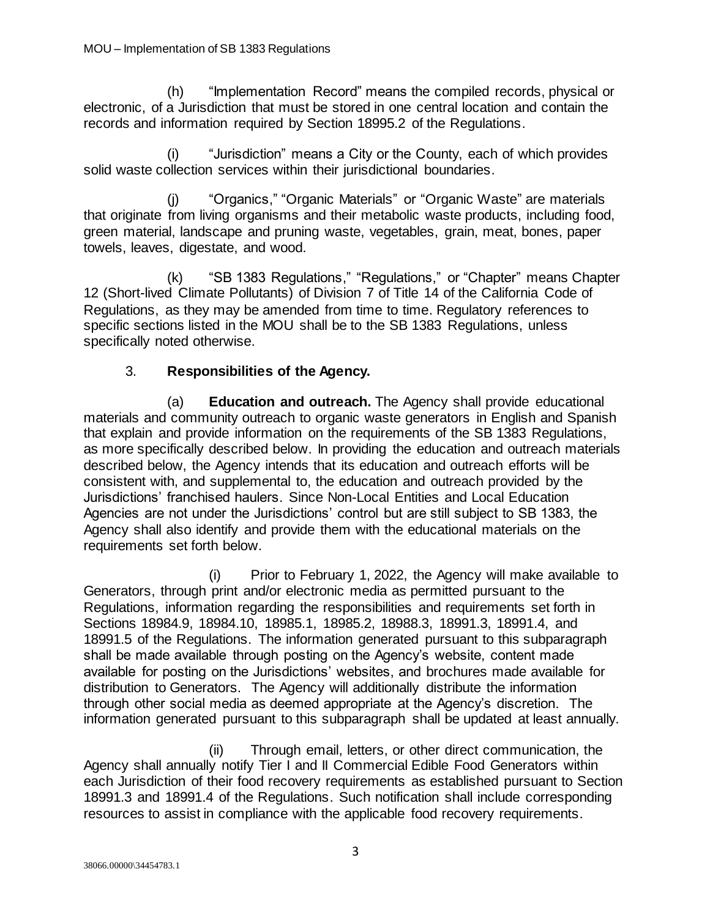(h) "Implementation Record" means the compiled records, physical or electronic, of a Jurisdiction that must be stored in one central location and contain the records and information required by Section 18995.2 of the Regulations.

(i) "Jurisdiction" means a City or the County, each of which provides solid waste collection services within their jurisdictional boundaries.

(j) "Organics," "Organic Materials" or "Organic Waste" are materials that originate from living organisms and their metabolic waste products, including food, green material, landscape and pruning waste, vegetables, grain, meat, bones, paper towels, leaves, digestate, and wood.

(k) "SB 1383 Regulations," "Regulations," or "Chapter" means Chapter 12 (Short-lived Climate Pollutants) of Division 7 of Title 14 of the California Code of Regulations, as they may be amended from time to time. Regulatory references to specific sections listed in the MOU shall be to the SB 1383 Regulations, unless specifically noted otherwise.

3. **Responsibilities of the Agency.**

(a) **Education and outreach.** The Agency shall provide educational materials and community outreach to organic waste generators in English and Spanish that explain and provide information on the requirements of the SB 1383 Regulations, as more specifically described below. In providing the education and outreach materials described below, the Agency intends that its education and outreach efforts will be consistent with, and supplemental to, the education and outreach provided by the Jurisdictions' franchised haulers. Since Non-Local Entities and Local Education Agencies are not under the Jurisdictions' control but are still subject to SB 1383, the Agency shall also identify and provide them with the educational materials on the requirements set forth below.

(i) Prior to February 1, 2022, the Agency will make available to Generators, through print and/or electronic media as permitted pursuant to the Regulations, information regarding the responsibilities and requirements set forth in Sections 18984.9, 18984.10, 18985.1, 18985.2, 18988.3, 18991.3, 18991.4, and 18991.5 of the Regulations. The information generated pursuant to this subparagraph shall be made available through posting on the Agency's website, content made available for posting on the Jurisdictions' websites, and brochures made available for distribution to Generators. The Agency will additionally distribute the information through other social media as deemed appropriate at the Agency's discretion. The information generated pursuant to this subparagraph shall be updated at least annually.

(ii) Through email, letters, or other direct communication, the Agency shall annually notify Tier I and II Commercial Edible Food Generators within each Jurisdiction of their food recovery requirements as established pursuant to Section 18991.3 and 18991.4 of the Regulations. Such notification shall include corresponding resources to assist in compliance with the applicable food recovery requirements.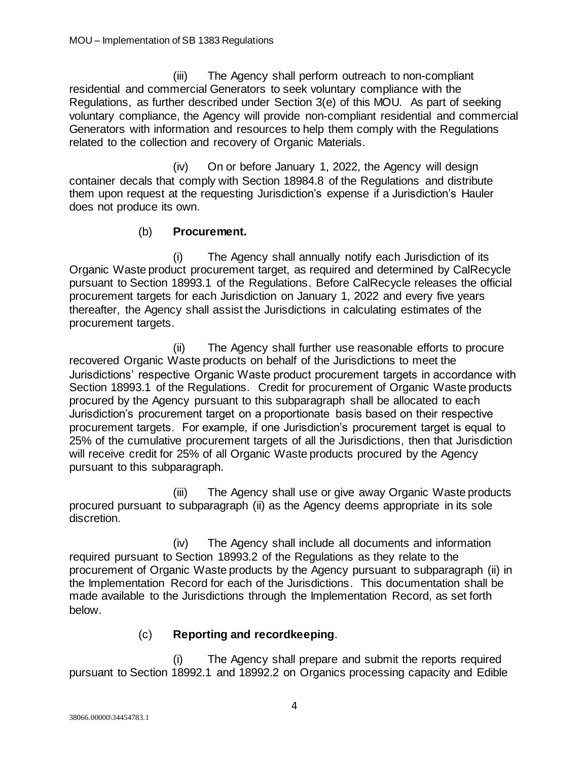(iii) The Agency shall perform outreach to non-compliant residential and commercial Generators to seek voluntary compliance with the Regulations, as further described under Section 3(e) of this MOU. As part of seeking voluntary compliance, the Agency will provide non-compliant residential and commercial Generators with information and resources to help them comply with the Regulations related to the collection and recovery of Organic Materials.

(iv) On or before January 1, 2022, the Agency will design container decals that comply with Section 18984.8 of the Regulations and distribute them upon request at the requesting Jurisdiction's expense if a Jurisdiction's Hauler does not produce its own.

(b) **Procurement.**

(i) The Agency shall annually notify each Jurisdiction of its Organic Waste product procurement target, as required and determined by CalRecycle pursuant to Section 18993.1 of the Regulations. Before CalRecycle releases the official procurement targets for each Jurisdiction on January 1, 2022 and every five years thereafter, the Agency shall assist the Jurisdictions in calculating estimates of the procurement targets.

(ii) The Agency shall further use reasonable efforts to procure recovered Organic Waste products on behalf of the Jurisdictions to meet the Jurisdictions' respective Organic Waste product procurement targets in accordance with Section 18993.1 of the Regulations. Credit for procurement of Organic Waste products procured by the Agency pursuant to this subparagraph shall be allocated to each Jurisdiction's procurement target on a proportionate basis based on their respective procurement targets. For example, if one Jurisdiction's procurement target is equal to 25% of the cumulative procurement targets of all the Jurisdictions, then that Jurisdiction will receive credit for 25% of all Organic Waste products procured by the Agency pursuant to this subparagraph.

(iii) The Agency shall use or give away Organic Waste products procured pursuant to subparagraph (ii) as the Agency deems appropriate in its sole discretion.

(iv) The Agency shall include all documents and information required pursuant to Section 18993.2 of the Regulations as they relate to the procurement of Organic Waste products by the Agency pursuant to subparagraph (ii) in the Implementation Record for each of the Jurisdictions. This documentation shall be made available to the Jurisdictions through the Implementation Record, as set forth below.

(c) **Reporting and recordkeeping**.

(i) The Agency shall prepare and submit the reports required pursuant to Section 18992.1 and 18992.2 on Organics processing capacity and Edible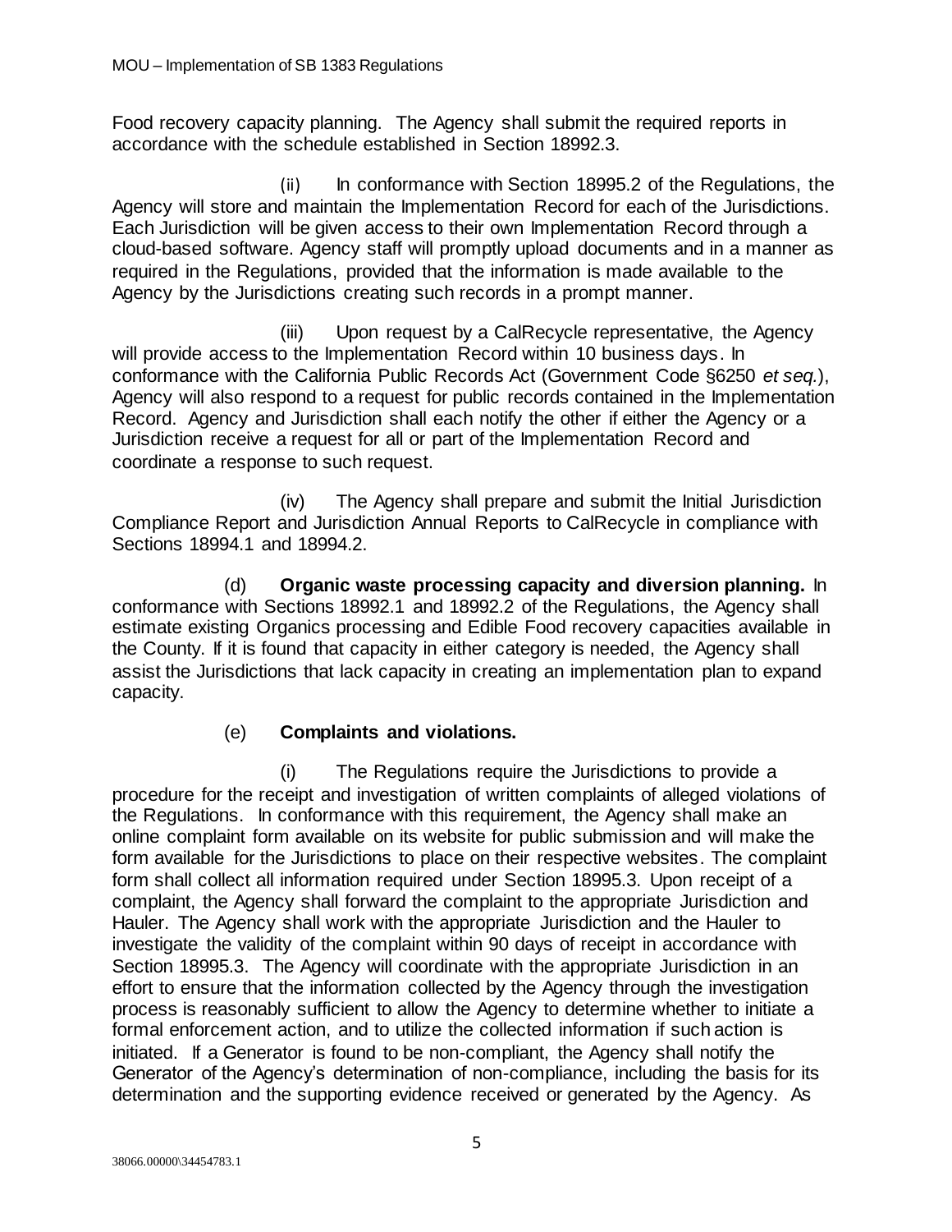Food recovery capacity planning. The Agency shall submit the required reports in accordance with the schedule established in Section 18992.3.

(ii) In conformance with Section 18995.2 of the Regulations, the Agency will store and maintain the Implementation Record for each of the Jurisdictions. Each Jurisdiction will be given access to their own Implementation Record through a cloud-based software. Agency staff will promptly upload documents and in a manner as required in the Regulations, provided that the information is made available to the Agency by the Jurisdictions creating such records in a prompt manner.

(iii) Upon request by a CalRecycle representative, the Agency will provide access to the Implementation Record within 10 business days. In conformance with the California Public Records Act (Government Code §6250 *et seq.*), Agency will also respond to a request for public records contained in the Implementation Record. Agency and Jurisdiction shall each notify the other if either the Agency or a Jurisdiction receive a request for all or part of the Implementation Record and coordinate a response to such request.

(iv) The Agency shall prepare and submit the Initial Jurisdiction Compliance Report and Jurisdiction Annual Reports to CalRecycle in compliance with Sections 18994.1 and 18994.2.

(d) **Organic waste processing capacity and diversion planning.** In conformance with Sections 18992.1 and 18992.2 of the Regulations, the Agency shall estimate existing Organics processing and Edible Food recovery capacities available in the County. If it is found that capacity in either category is needed, the Agency shall assist the Jurisdictions that lack capacity in creating an implementation plan to expand capacity.

(e) **Complaints and violations.**

(i) The Regulations require the Jurisdictions to provide a procedure for the receipt and investigation of written complaints of alleged violations of the Regulations. In conformance with this requirement, the Agency shall make an online complaint form available on its website for public submission and will make the form available for the Jurisdictions to place on their respective websites. The complaint form shall collect all information required under Section 18995.3. Upon receipt of a complaint, the Agency shall forward the complaint to the appropriate Jurisdiction and Hauler. The Agency shall work with the appropriate Jurisdiction and the Hauler to investigate the validity of the complaint within 90 days of receipt in accordance with Section 18995.3. The Agency will coordinate with the appropriate Jurisdiction in an effort to ensure that the information collected by the Agency through the investigation process is reasonably sufficient to allow the Agency to determine whether to initiate a formal enforcement action, and to utilize the collected information if such action is initiated. If a Generator is found to be non-compliant, the Agency shall notify the Generator of the Agency's determination of non-compliance, including the basis for its determination and the supporting evidence received or generated by the Agency. As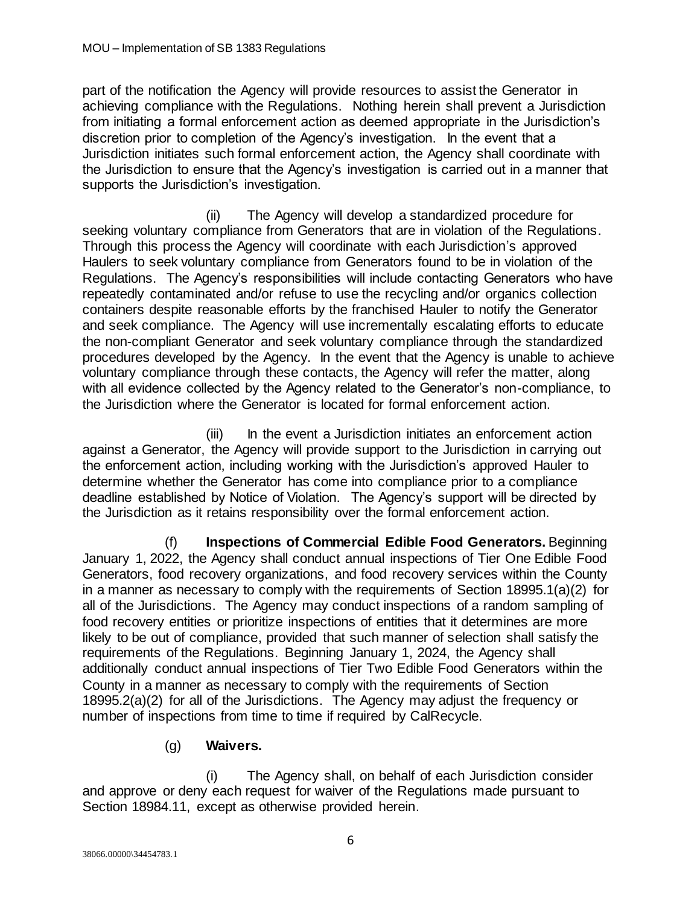part of the notification the Agency will provide resources to assist the Generator in achieving compliance with the Regulations. Nothing herein shall prevent a Jurisdiction from initiating a formal enforcement action as deemed appropriate in the Jurisdiction's discretion prior to completion of the Agency's investigation. In the event that a Jurisdiction initiates such formal enforcement action, the Agency shall coordinate with the Jurisdiction to ensure that the Agency's investigation is carried out in a manner that supports the Jurisdiction's investigation.

(ii) The Agency will develop a standardized procedure for seeking voluntary compliance from Generators that are in violation of the Regulations. Through this process the Agency will coordinate with each Jurisdiction's approved Haulers to seek voluntary compliance from Generators found to be in violation of the Regulations. The Agency's responsibilities will include contacting Generators who have repeatedly contaminated and/or refuse to use the recycling and/or organics collection containers despite reasonable efforts by the franchised Hauler to notify the Generator and seek compliance. The Agency will use incrementally escalating efforts to educate the non-compliant Generator and seek voluntary compliance through the standardized procedures developed by the Agency. In the event that the Agency is unable to achieve voluntary compliance through these contacts, the Agency will refer the matter, along with all evidence collected by the Agency related to the Generator's non-compliance, to the Jurisdiction where the Generator is located for formal enforcement action.

(iii) In the event a Jurisdiction initiates an enforcement action against a Generator, the Agency will provide support to the Jurisdiction in carrying out the enforcement action, including working with the Jurisdiction's approved Hauler to determine whether the Generator has come into compliance prior to a compliance deadline established by Notice of Violation. The Agency's support will be directed by the Jurisdiction as it retains responsibility over the formal enforcement action.

(f) **Inspections of Commercial Edible Food Generators.** Beginning January 1, 2022, the Agency shall conduct annual inspections of Tier One Edible Food Generators, food recovery organizations, and food recovery services within the County in a manner as necessary to comply with the requirements of Section 18995.1(a)(2) for all of the Jurisdictions. The Agency may conduct inspections of a random sampling of food recovery entities or prioritize inspections of entities that it determines are more likely to be out of compliance, provided that such manner of selection shall satisfy the requirements of the Regulations. Beginning January 1, 2024, the Agency shall additionally conduct annual inspections of Tier Two Edible Food Generators within the County in a manner as necessary to comply with the requirements of Section 18995.2(a)(2) for all of the Jurisdictions. The Agency may adjust the frequency or number of inspections from time to time if required by CalRecycle.

(g) **Waivers.**

(i) The Agency shall, on behalf of each Jurisdiction consider and approve or deny each request for waiver of the Regulations made pursuant to Section 18984.11, except as otherwise provided herein.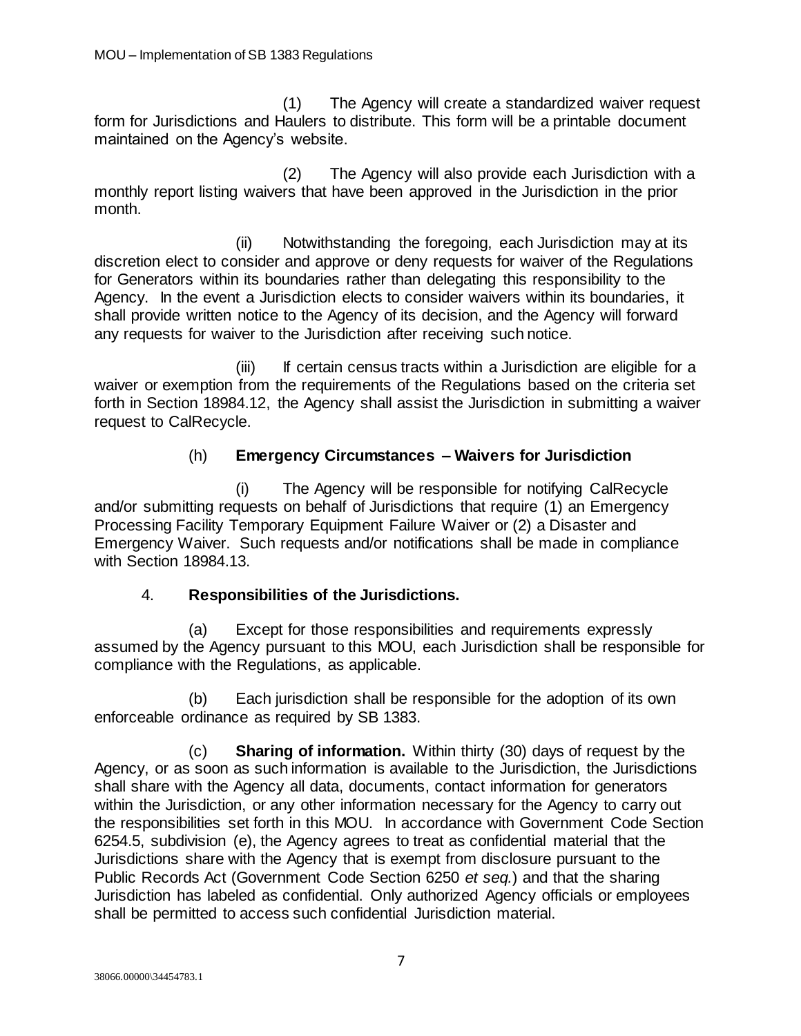(1) The Agency will create a standardized waiver request form for Jurisdictions and Haulers to distribute. This form will be a printable document maintained on the Agency's website.

(2) The Agency will also provide each Jurisdiction with a monthly report listing waivers that have been approved in the Jurisdiction in the prior month.

(ii) Notwithstanding the foregoing, each Jurisdiction may at its discretion elect to consider and approve or deny requests for waiver of the Regulations for Generators within its boundaries rather than delegating this responsibility to the Agency. In the event a Jurisdiction elects to consider waivers within its boundaries, it shall provide written notice to the Agency of its decision, and the Agency will forward any requests for waiver to the Jurisdiction after receiving such notice.

(iii) If certain census tracts within a Jurisdiction are eligible for a waiver or exemption from the requirements of the Regulations based on the criteria set forth in Section 18984.12, the Agency shall assist the Jurisdiction in submitting a waiver request to CalRecycle.

(h) **Emergency Circumstances – Waivers for Jurisdiction**

(i) The Agency will be responsible for notifying CalRecycle and/or submitting requests on behalf of Jurisdictions that require (1) an Emergency Processing Facility Temporary Equipment Failure Waiver or (2) a Disaster and Emergency Waiver. Such requests and/or notifications shall be made in compliance with Section 18984.13.

4. **Responsibilities of the Jurisdictions.**

(a) Except for those responsibilities and requirements expressly assumed by the Agency pursuant to this MOU, each Jurisdiction shall be responsible for compliance with the Regulations, as applicable.

(b) Each jurisdiction shall be responsible for the adoption of its own enforceable ordinance as required by SB 1383.

(c) **Sharing of information.** Within thirty (30) days of request by the Agency, or as soon as such information is available to the Jurisdiction, the Jurisdictions shall share with the Agency all data, documents, contact information for generators within the Jurisdiction, or any other information necessary for the Agency to carry out the responsibilities set forth in this MOU. In accordance with Government Code Section 6254.5, subdivision (e), the Agency agrees to treat as confidential material that the Jurisdictions share with the Agency that is exempt from disclosure pursuant to the Public Records Act (Government Code Section 6250 *et seq.*) and that the sharing Jurisdiction has labeled as confidential. Only authorized Agency officials or employees shall be permitted to access such confidential Jurisdiction material.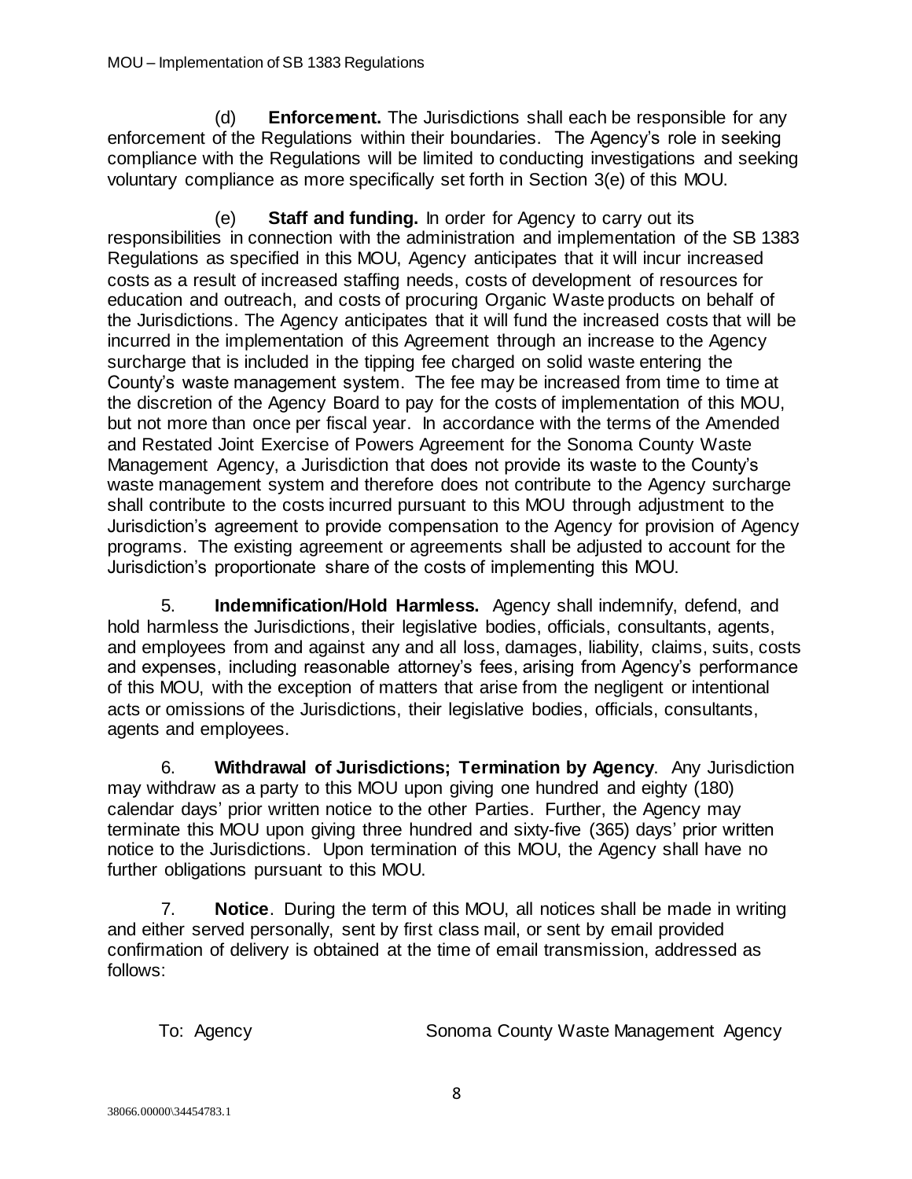(d) **Enforcement.** The Jurisdictions shall each be responsible for any enforcement of the Regulations within their boundaries. The Agency's role in seeking compliance with the Regulations will be limited to conducting investigations and seeking voluntary compliance as more specifically set forth in Section 3(e) of this MOU.

(e) **Staff and funding.** In order for Agency to carry out its responsibilities in connection with the administration and implementation of the SB 1383 Regulations as specified in this MOU, Agency anticipates that it will incur increased costs as a result of increased staffing needs, costs of development of resources for education and outreach, and costs of procuring Organic Waste products on behalf of the Jurisdictions. The Agency anticipates that it will fund the increased costs that will be incurred in the implementation of this Agreement through an increase to the Agency surcharge that is included in the tipping fee charged on solid waste entering the County's waste management system. The fee may be increased from time to time at the discretion of the Agency Board to pay for the costs of implementation of this MOU, but not more than once per fiscal year. In accordance with the terms of the Amended and Restated Joint Exercise of Powers Agreement for the Sonoma County Waste Management Agency, a Jurisdiction that does not provide its waste to the County's waste management system and therefore does not contribute to the Agency surcharge shall contribute to the costs incurred pursuant to this MOU through adjustment to the Jurisdiction's agreement to provide compensation to the Agency for provision of Agency programs. The existing agreement or agreements shall be adjusted to account for the Jurisdiction's proportionate share of the costs of implementing this MOU.

5. **Indemnification/Hold Harmless.** Agency shall indemnify, defend, and hold harmless the Jurisdictions, their legislative bodies, officials, consultants, agents, and employees from and against any and all loss, damages, liability, claims, suits, costs and expenses, including reasonable attorney's fees, arising from Agency's performance of this MOU, with the exception of matters that arise from the negligent or intentional acts or omissions of the Jurisdictions, their legislative bodies, officials, consultants, agents and employees.

6. **Withdrawal of Jurisdictions; Termination by Agency**. Any Jurisdiction may withdraw as a party to this MOU upon giving one hundred and eighty (180) calendar days' prior written notice to the other Parties. Further, the Agency may terminate this MOU upon giving three hundred and sixty-five (365) days' prior written notice to the Jurisdictions. Upon termination of this MOU, the Agency shall have no further obligations pursuant to this MOU.

7. **Notice**. During the term of this MOU, all notices shall be made in writing and either served personally, sent by first class mail, or sent by email provided confirmation of delivery is obtained at the time of email transmission, addressed as follows:

To: Agency Sonoma County Waste Management Agency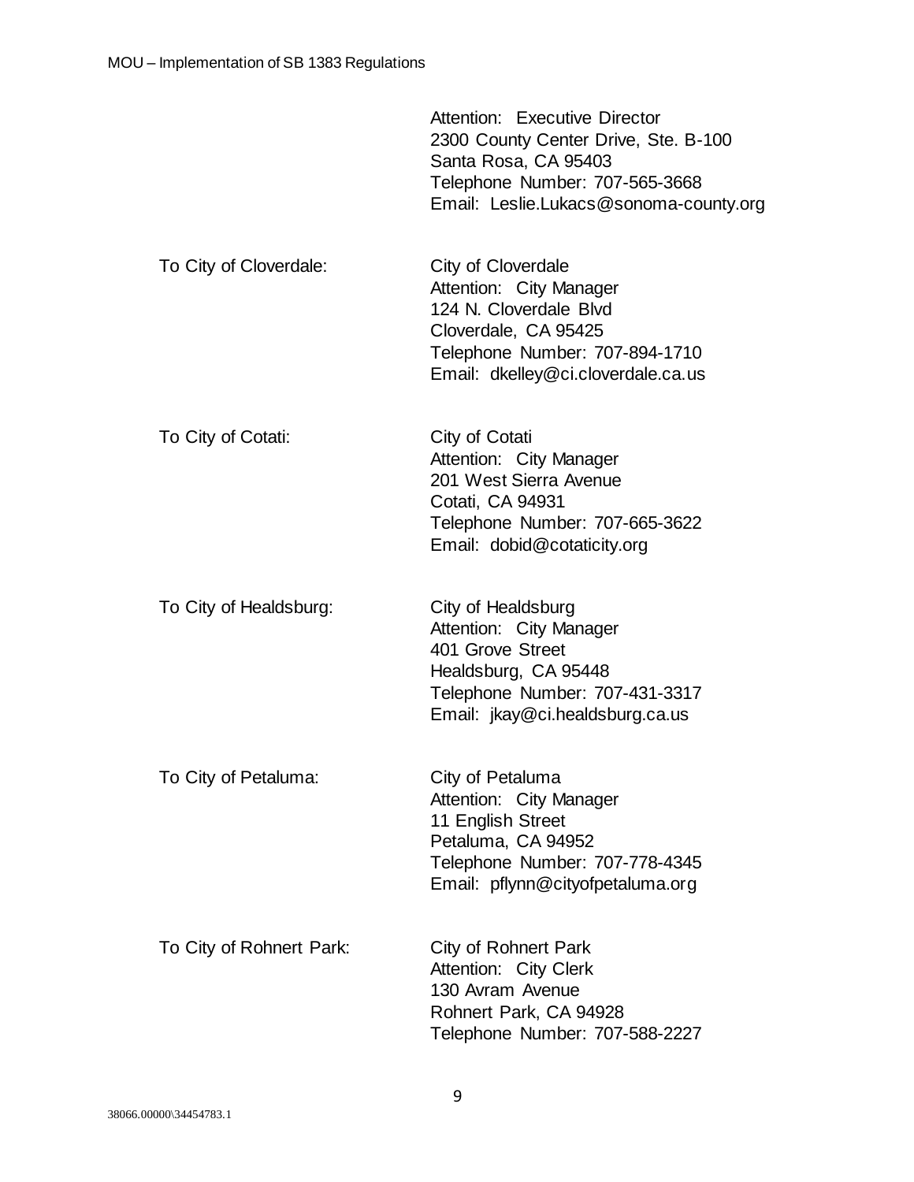Attention: Executive Director
2300 County Center Drive, Ste. B-100
Santa Rosa, CA 95403
Telephone Number: 707-565-3668
Email: Leslie.Lukacs@sonoma-county.org

To City of Cloverdale:

City of Cloverdale
Attention: City Manager
124 N. Cloverdale Blvd
Cloverdale, CA 95425
Telephone Number: 707-894-1710
Email: dkelley@ci.cloverdale.ca.us

To City of Cotati:

City of Cotati
Attention: City Manager
201 West Sierra Avenue
Cotati, CA 94931
Telephone Number: 707-665-3622
Email: dobid@cotaticity.org

To City of Healdsburg:

City of Healdsburg
Attention: City Manager
401 Grove Street
Healdsburg, CA 95448
Telephone Number: 707-431-3317
Email: jkay@ci.healdsburg.ca.us

To City of Petaluma:

City of Petaluma
Attention: City Manager
11 English Street
Petaluma, CA 94952
Telephone Number: 707-778-4345
Email: pflynn@cityofpetaluma.org

To City of Rohnert Park:

City of Rohnert Park
Attention: City Clerk
130 Avram Avenue
Rohnert Park, CA 94928
Telephone Number: 707-588-2227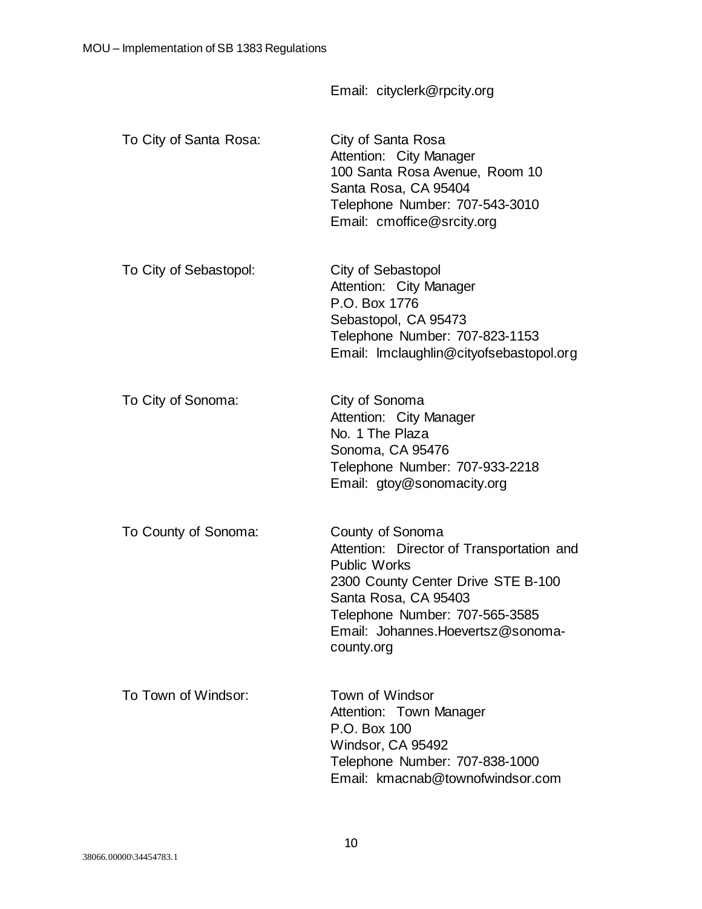Email: cityclerk@rpcity.org

| | |
|---|---|
| To City of Santa Rosa: | City of Santa Rosa<br>Attention: City Manager<br>100 Santa Rosa Avenue, Room 10<br>Santa Rosa, CA 95404<br>Telephone Number: 707-543-3010<br>Email: cmoffice@srcity.org |
| To City of Sebastopol: | City of Sebastopol<br>Attention: City Manager<br>P.O. Box 1776<br>Sebastopol, CA 95473<br>Telephone Number: 707-823-1153<br>Email: lmclaughlin@cityofsebastopol.org |
| To City of Sonoma: | City of Sonoma<br>Attention: City Manager<br>No. 1 The Plaza<br>Sonoma, CA 95476<br>Telephone Number: 707-933-2218<br>Email: gtoy@sonomacity.org |
| To County of Sonoma: | County of Sonoma<br>Attention: Director of Transportation and Public Works<br>2300 County Center Drive STE B-100<br>Santa Rosa, CA 95403<br>Telephone Number: 707-565-3585<br>Email: Johannes.Hoevertsz@sonoma-county.org |
| To Town of Windsor: | Town of Windsor<br>Attention: Town Manager<br>P.O. Box 100<br>Windsor, CA 95492<br>Telephone Number: 707-838-1000<br>Email: kmacnab@townofwindsor.com |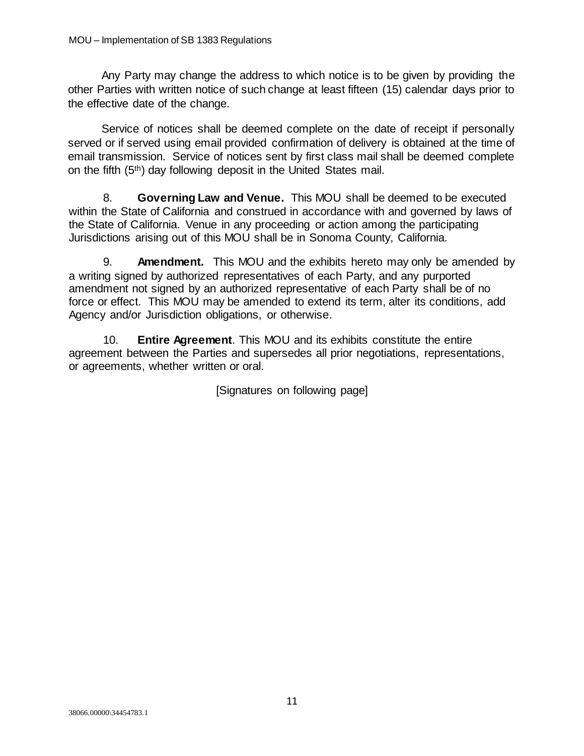Any Party may change the address to which notice is to be given by providing the other Parties with written notice of such change at least fifteen (15) calendar days prior to the effective date of the change.

Service of notices shall be deemed complete on the date of receipt if personally served or if served using email provided confirmation of delivery is obtained at the time of email transmission. Service of notices sent by first class mail shall be deemed complete on the fifth (5th) day following deposit in the United States mail.

8. **Governing Law and Venue.** This MOU shall be deemed to be executed within the State of California and construed in accordance with and governed by laws of the State of California. Venue in any proceeding or action among the participating Jurisdictions arising out of this MOU shall be in Sonoma County, California.

9. **Amendment.** This MOU and the exhibits hereto may only be amended by a writing signed by authorized representatives of each Party, and any purported amendment not signed by an authorized representative of each Party shall be of no force or effect. This MOU may be amended to extend its term, alter its conditions, add Agency and/or Jurisdiction obligations, or otherwise.

10. **Entire Agreement**. This MOU and its exhibits constitute the entire agreement between the Parties and supersedes all prior negotiations, representations, or agreements, whether written or oral.

[Signatures on following page]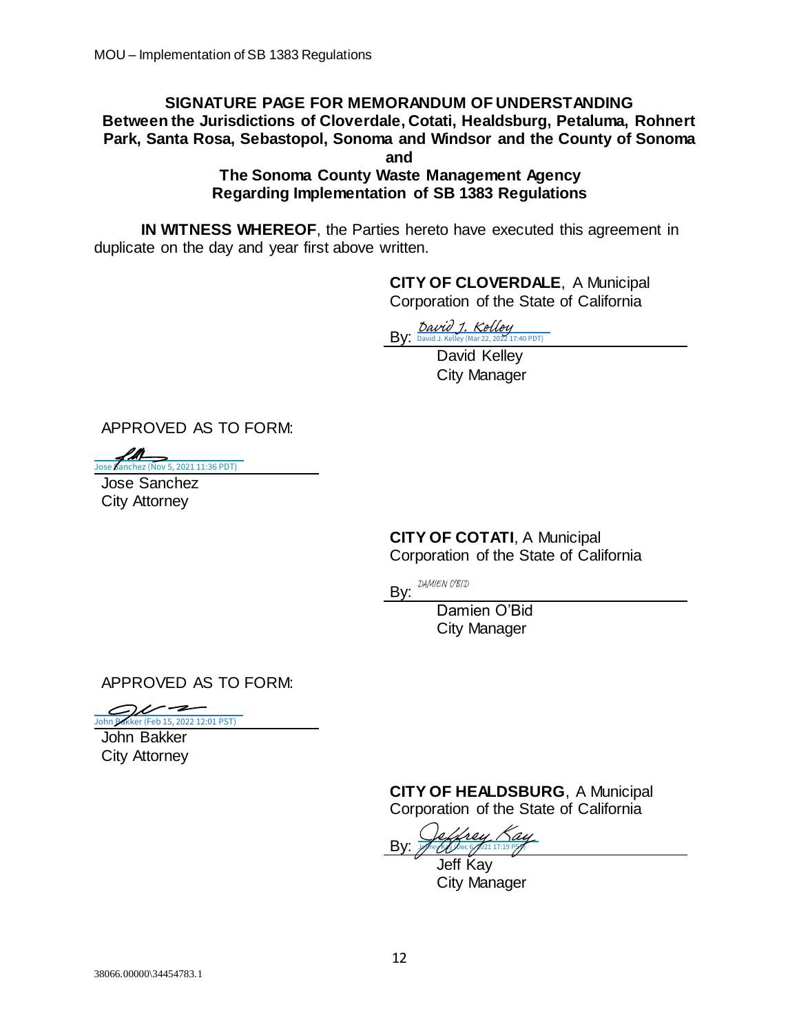**SIGNATURE PAGE FOR MEMORANDUM OF UNDERSTANDING**
**Between the Jurisdictions of Cloverdale, Cotati, Healdsburg, Petaluma, Rohnert Park, Santa Rosa, Sebastopol, Sonoma and Windsor and the County of Sonoma**
**and**
**The Sonoma County Waste Management Agency**
**Regarding Implementation of SB 1383 Regulations**

**IN WITNESS WHEREOF**, the Parties hereto have executed this agreement in duplicate on the day and year first above written.

**CITY OF CLOVERDALE**, A Municipal Corporation of the State of California

By: David J. Kelley
David J. Kelley (Mar 22, 2022 17:40 PDT)

David Kelley
City Manager

APPROVED AS TO FORM:

Jose Sanchez (Nov 5, 2021 11:36 PDT)

Jose Sanchez
City Attorney

**CITY OF COTATI**, A Municipal Corporation of the State of California

By: DAMIEN O'BID

Damien O'Bid
City Manager

APPROVED AS TO FORM:

John Bakker (Feb 15, 2022 12:01 PST)

John Bakker
City Attorney

**CITY OF HEALDSBURG**, A Municipal Corporation of the State of California

By: Jeffrey Kay
Jeffrey Kay (Dec 6, 2021 17:19 PST)

Jeff Kay
City Manager

38066.00000\34454783.1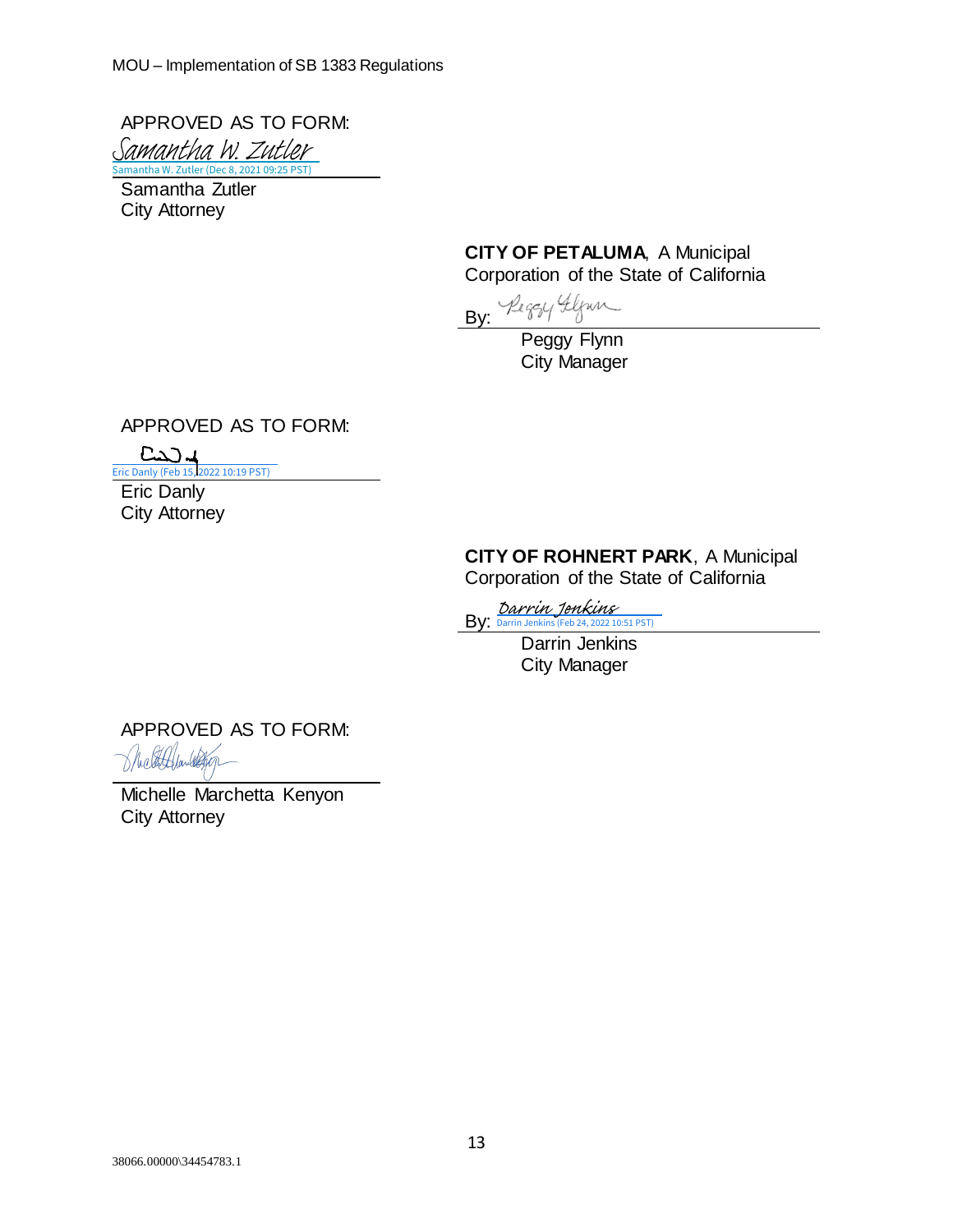APPROVED AS TO FORM:

Samantha W. Zutler
Samantha W. Zutler (Dec 8, 2021 09:25 PST)

Samantha Zutler
City Attorney

**CITY OF PETALUMA**, A Municipal Corporation of the State of California

By: Peggy Flynn

Peggy Flynn
City Manager

APPROVED AS TO FORM:

Eric Danly (Feb 15, 2022 10:19 PST)

Eric Danly
City Attorney

**CITY OF ROHNERT PARK**, A Municipal Corporation of the State of California

By: Darrin Jenkins
Darrin Jenkins (Feb 24, 2022 10:51 PST)

Darrin Jenkins
City Manager

APPROVED AS TO FORM:

Michelle Marchetta Kenyon
City Attorney

38066.00000\34454783.1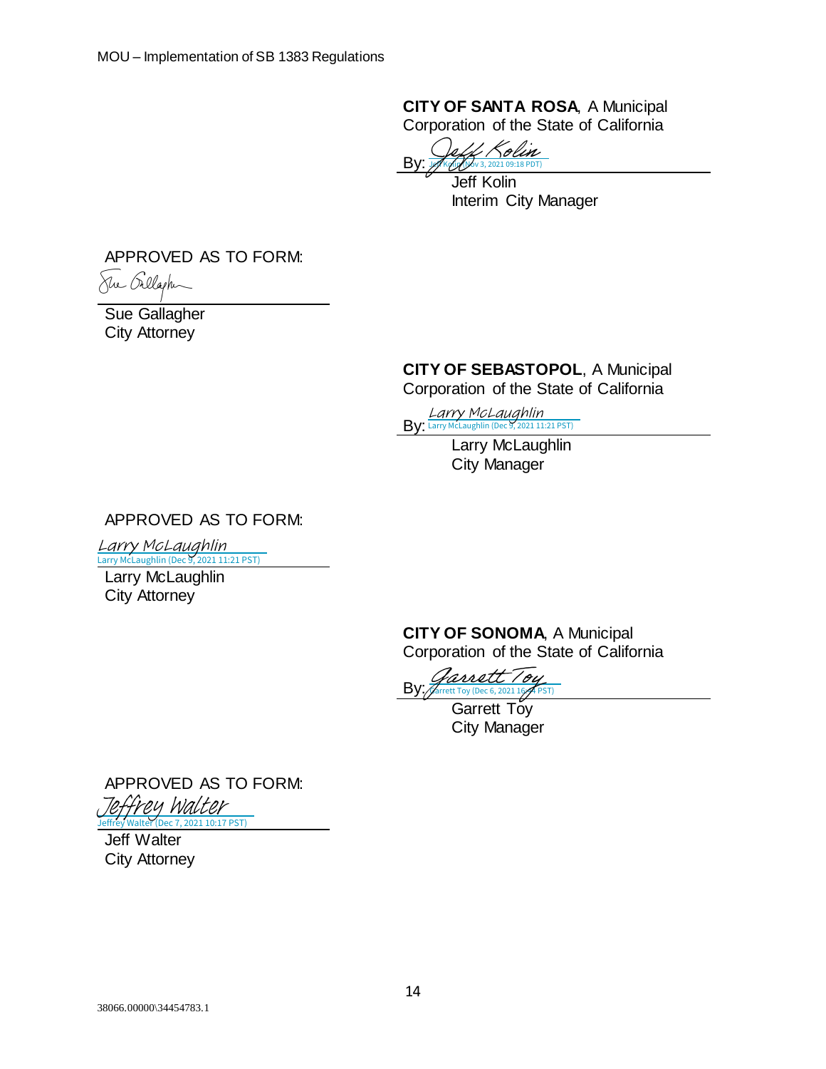**CITY OF SANTA ROSA**, A Municipal Corporation of the State of California

By: Jeff Kolin
Jeff Kolin (Nov 3, 2021 09:18 PDT)

Jeff Kolin
Interim City Manager

APPROVED AS TO FORM:

Sue Gallagher

Sue Gallagher
City Attorney

**CITY OF SEBASTOPOL**, A Municipal Corporation of the State of California

By: Larry McLaughlin
Larry McLaughlin (Dec 9, 2021 11:21 PST)

Larry McLaughlin
City Manager

APPROVED AS TO FORM:

Larry McLaughlin
Larry McLaughlin (Dec 9, 2021 11:21 PST)

Larry McLaughlin
City Attorney

**CITY OF SONOMA**, A Municipal Corporation of the State of California

By: Garrett Toy
Garrett Toy (Dec 6, 2021 16:44 PST)

Garrett Toy
City Manager

APPROVED AS TO FORM:

Jeffrey Walter
Jeffrey Walter (Dec 7, 2021 10:17 PST)

Jeff Walter
City Attorney

38066.00000\34454783.1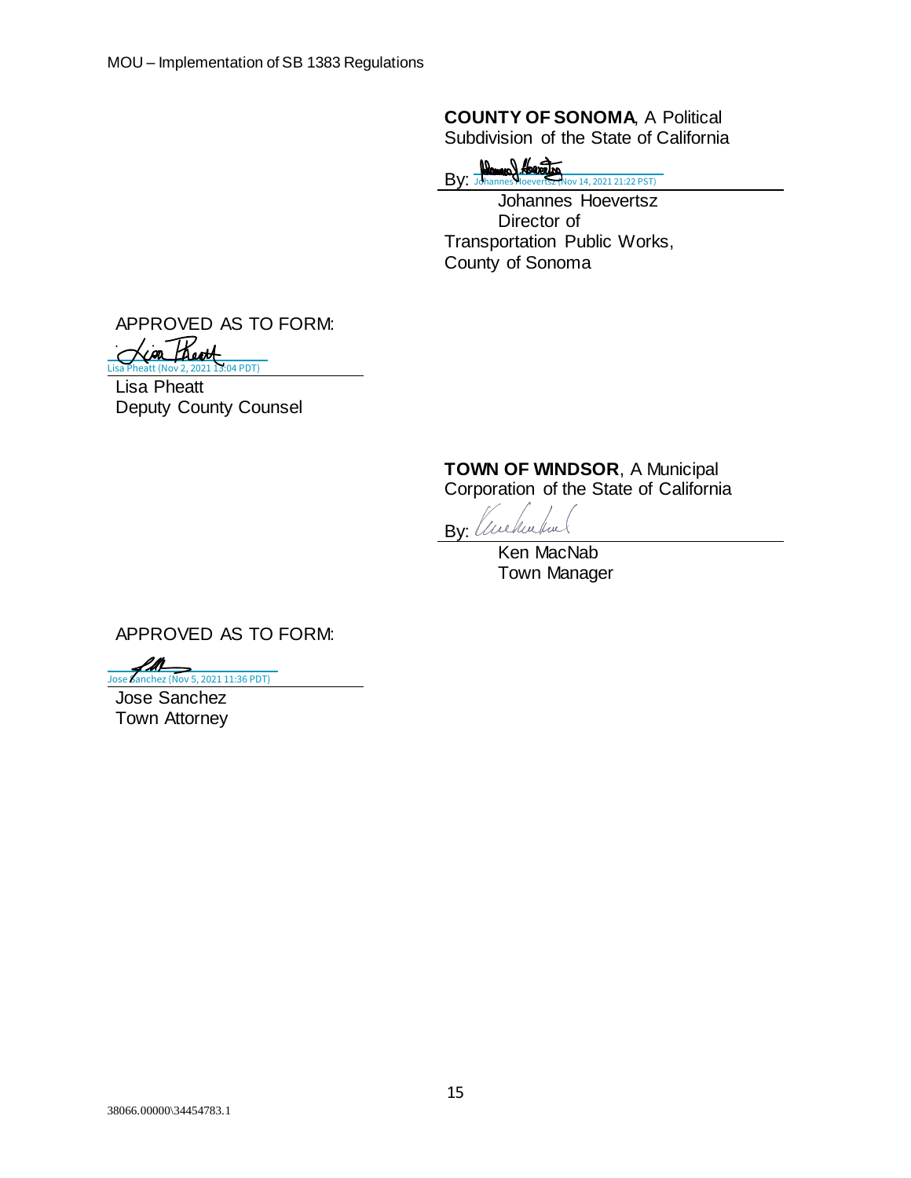**COUNTY OF SONOMA**, A Political Subdivision of the State of California

By: Johannes Hoevertsz (Nov 14, 2021 21:22 PST)
Johannes Hoevertsz
Director of Transportation Public Works, County of Sonoma

APPROVED AS TO FORM:

Lisa Pheatt (Nov 2, 2021 13:04 PDT)
Lisa Pheatt
Deputy County Counsel

**TOWN OF WINDSOR**, A Municipal Corporation of the State of California

By:
Ken MacNab
Town Manager

APPROVED AS TO FORM:

Jose Sanchez (Nov 5, 2021 11:36 PDT)
Jose Sanchez
Town Attorney

38066.00000\34454783.1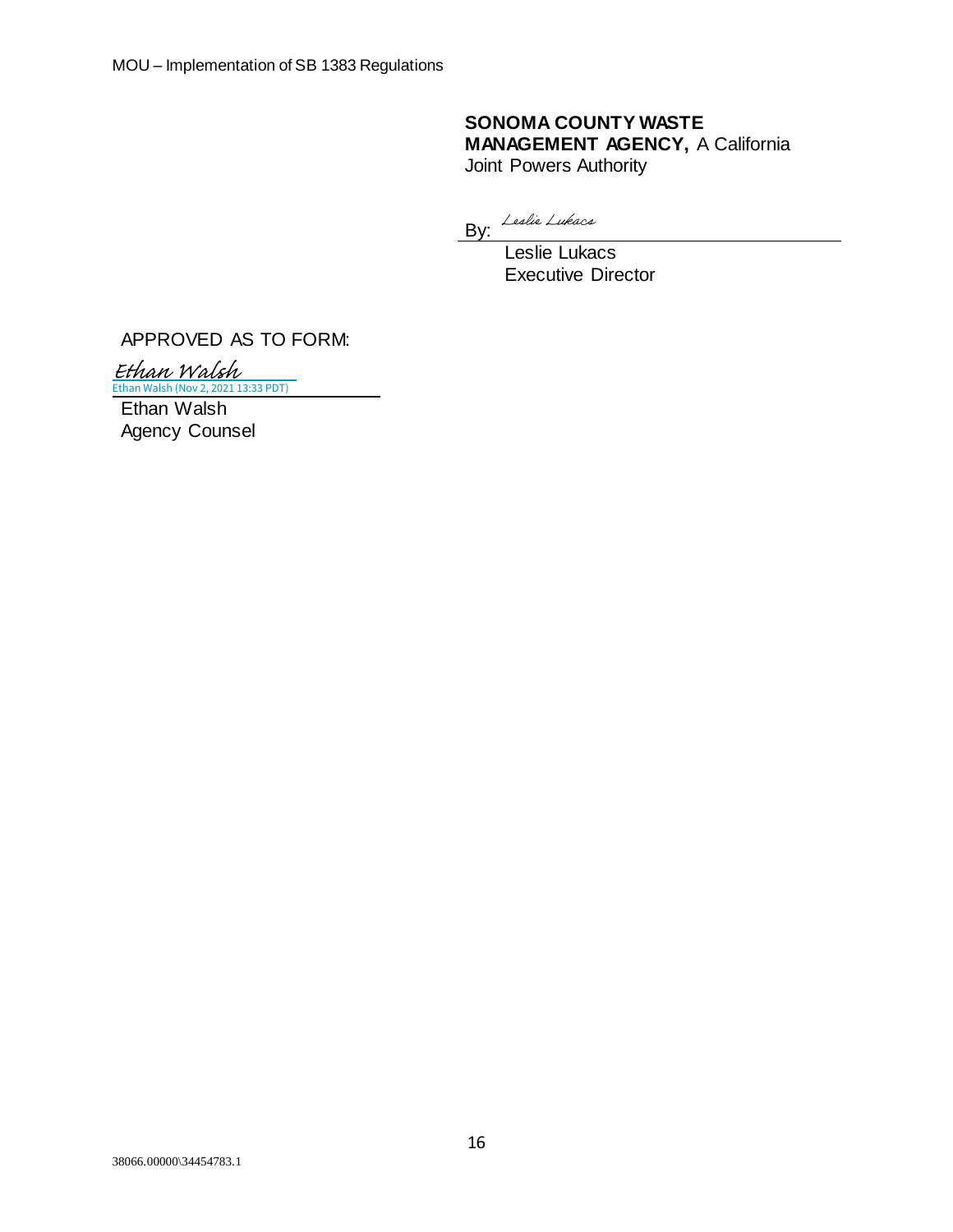**SONOMA COUNTY WASTE MANAGEMENT AGENCY,** A California Joint Powers Authority

By: *Leslie Lukacs*
Leslie Lukacs
Executive Director

APPROVED AS TO FORM:

*Ethan Walsh*
Ethan Walsh (Nov 2, 2021 13:33 PDT)
Ethan Walsh
Agency Counsel

38066.00000\34454783.1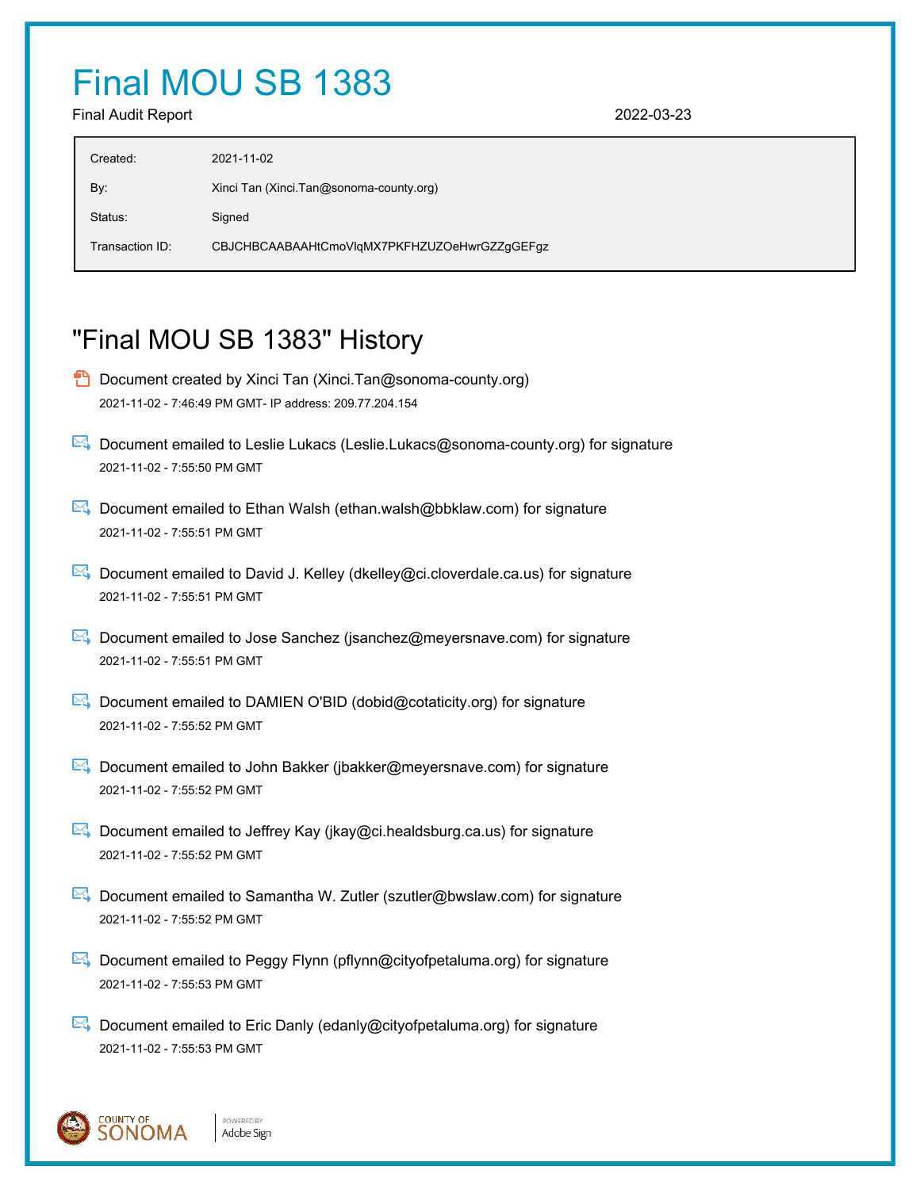# Final MOU SB 1383

Final Audit Report 2022-03-23

| | |
|---|---|
| Created: | 2021-11-02 |
| By: | Xinci Tan (Xinci.Tan@sonoma-county.org) |
| Status: | Signed |
| Transaction ID: | CBJCHBCAABAAHtCmoVlqMX7PKFHZUZOeHwrGZZgGEFgz |

## "Final MOU SB 1383" History

- Document created by Xinci Tan (Xinci.Tan@sonoma-county.org)
  2021-11-02 - 7:46:49 PM GMT- IP address: 209.77.204.154

- Document emailed to Leslie Lukacs (Leslie.Lukacs@sonoma-county.org) for signature
  2021-11-02 - 7:55:50 PM GMT

- Document emailed to Ethan Walsh (ethan.walsh@bbklaw.com) for signature
  2021-11-02 - 7:55:51 PM GMT

- Document emailed to David J. Kelley (dkelley@ci.cloverdale.ca.us) for signature
  2021-11-02 - 7:55:51 PM GMT

- Document emailed to Jose Sanchez (jsanchez@meyersnave.com) for signature
  2021-11-02 - 7:55:51 PM GMT

- Document emailed to DAMIEN O'BID (dobid@cotaticity.org) for signature
  2021-11-02 - 7:55:52 PM GMT

- Document emailed to John Bakker (jbakker@meyersnave.com) for signature
  2021-11-02 - 7:55:52 PM GMT

- Document emailed to Jeffrey Kay (jkay@ci.healdsburg.ca.us) for signature
  2021-11-02 - 7:55:52 PM GMT

- Document emailed to Samantha W. Zutler (szutler@bwslaw.com) for signature
  2021-11-02 - 7:55:52 PM GMT

- Document emailed to Peggy Flynn (pflynn@cityofpetaluma.org) for signature
  2021-11-02 - 7:55:53 PM GMT

- Document emailed to Eric Danly (edanly@cityofpetaluma.org) for signature
  2021-11-02 - 7:55:53 PM GMT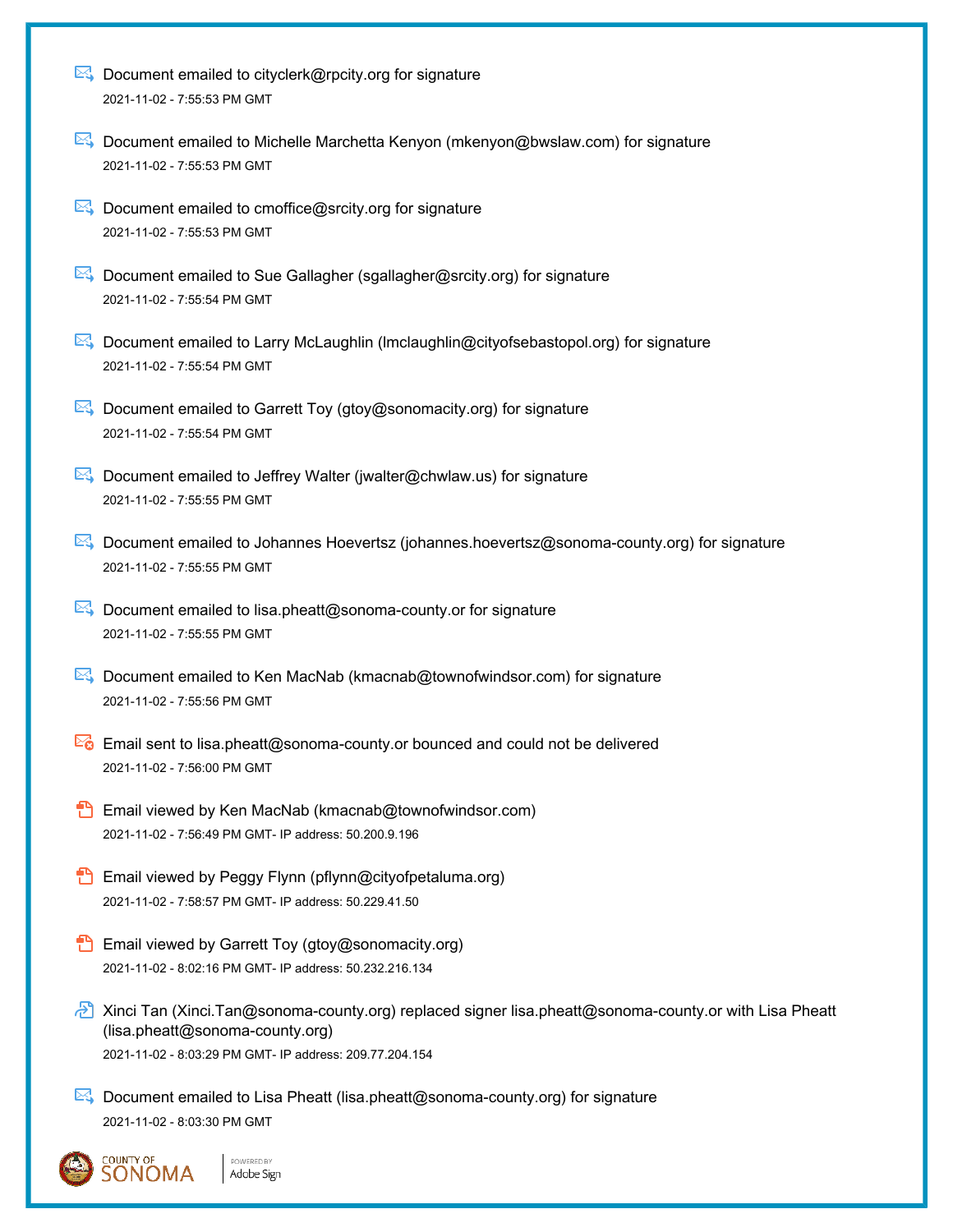Document emailed to cityclerk@rpcity.org for signature

2021-11-02 - 7:55:53 PM GMT

Document emailed to Michelle Marchetta Kenyon (mkenyon@bwslaw.com) for signature

2021-11-02 - 7:55:53 PM GMT

Document emailed to cmoffice@srcity.org for signature

2021-11-02 - 7:55:53 PM GMT

Document emailed to Sue Gallagher (sgallagher@srcity.org) for signature

2021-11-02 - 7:55:54 PM GMT

Document emailed to Larry McLaughlin (lmclaughlin@cityofsebastopol.org) for signature

2021-11-02 - 7:55:54 PM GMT

Document emailed to Garrett Toy (gtoy@sonomacity.org) for signature

2021-11-02 - 7:55:54 PM GMT

Document emailed to Jeffrey Walter (jwalter@chwlaw.us) for signature

2021-11-02 - 7:55:55 PM GMT

Document emailed to Johannes Hoevertsz (johannes.hoevertsz@sonoma-county.org) for signature

2021-11-02 - 7:55:55 PM GMT

Document emailed to lisa.pheatt@sonoma-county.or for signature

2021-11-02 - 7:55:55 PM GMT

Document emailed to Ken MacNab (kmacnab@townofwindsor.com) for signature

2021-11-02 - 7:55:56 PM GMT

Email sent to lisa.pheatt@sonoma-county.or bounced and could not be delivered

2021-11-02 - 7:56:00 PM GMT

Email viewed by Ken MacNab (kmacnab@townofwindsor.com)

2021-11-02 - 7:56:49 PM GMT- IP address: 50.200.9.196

Email viewed by Peggy Flynn (pflynn@cityofpetaluma.org)

2021-11-02 - 7:58:57 PM GMT- IP address: 50.229.41.50

Email viewed by Garrett Toy (gtoy@sonomacity.org)

2021-11-02 - 8:02:16 PM GMT- IP address: 50.232.216.134

Xinci Tan (Xinci.Tan@sonoma-county.org) replaced signer lisa.pheatt@sonoma-county.or with Lisa Pheatt (lisa.pheatt@sonoma-county.org)

2021-11-02 - 8:03:29 PM GMT- IP address: 209.77.204.154

Document emailed to Lisa Pheatt (lisa.pheatt@sonoma-county.org) for signature

2021-11-02 - 8:03:30 PM GMT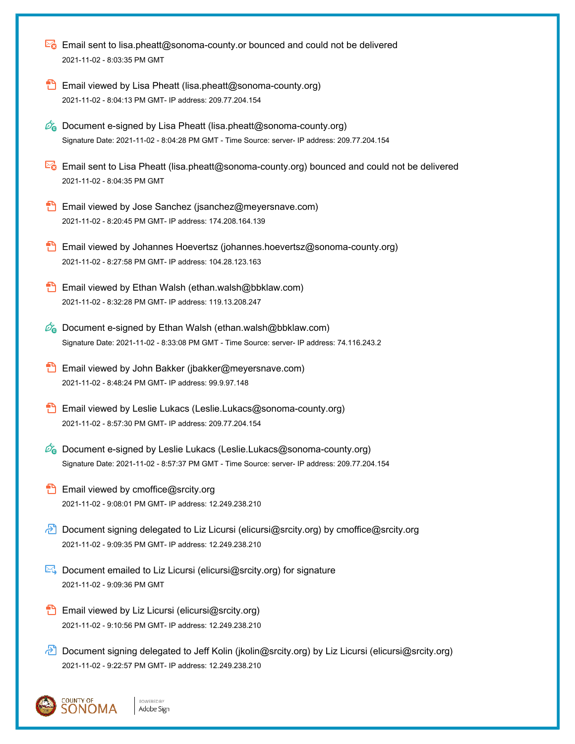Email sent to lisa.pheatt@sonoma-county.or bounced and could not be delivered
2021-11-02 - 8:03:35 PM GMT

Email viewed by Lisa Pheatt (lisa.pheatt@sonoma-county.org)
2021-11-02 - 8:04:13 PM GMT- IP address: 209.77.204.154

Document e-signed by Lisa Pheatt (lisa.pheatt@sonoma-county.org)
Signature Date: 2021-11-02 - 8:04:28 PM GMT - Time Source: server- IP address: 209.77.204.154

Email sent to Lisa Pheatt (lisa.pheatt@sonoma-county.org) bounced and could not be delivered
2021-11-02 - 8:04:35 PM GMT

Email viewed by Jose Sanchez (jsanchez@meyersnave.com)
2021-11-02 - 8:20:45 PM GMT- IP address: 174.208.164.139

Email viewed by Johannes Hoevertsz (johannes.hoevertsz@sonoma-county.org)
2021-11-02 - 8:27:58 PM GMT- IP address: 104.28.123.163

Email viewed by Ethan Walsh (ethan.walsh@bbklaw.com)
2021-11-02 - 8:32:28 PM GMT- IP address: 119.13.208.247

Document e-signed by Ethan Walsh (ethan.walsh@bbklaw.com)
Signature Date: 2021-11-02 - 8:33:08 PM GMT - Time Source: server- IP address: 74.116.243.2

Email viewed by John Bakker (jbakker@meyersnave.com)
2021-11-02 - 8:48:24 PM GMT- IP address: 99.9.97.148

Email viewed by Leslie Lukacs (Leslie.Lukacs@sonoma-county.org)
2021-11-02 - 8:57:30 PM GMT- IP address: 209.77.204.154

Document e-signed by Leslie Lukacs (Leslie.Lukacs@sonoma-county.org)
Signature Date: 2021-11-02 - 8:57:37 PM GMT - Time Source: server- IP address: 209.77.204.154

Email viewed by cmoffice@srcity.org
2021-11-02 - 9:08:01 PM GMT- IP address: 12.249.238.210

Document signing delegated to Liz Licursi (elicursi@srcity.org) by cmoffice@srcity.org
2021-11-02 - 9:09:35 PM GMT- IP address: 12.249.238.210

Document emailed to Liz Licursi (elicursi@srcity.org) for signature
2021-11-02 - 9:09:36 PM GMT

Email viewed by Liz Licursi (elicursi@srcity.org)
2021-11-02 - 9:10:56 PM GMT- IP address: 12.249.238.210

Document signing delegated to Jeff Kolin (jkolin@srcity.org) by Liz Licursi (elicursi@srcity.org)
2021-11-02 - 9:22:57 PM GMT- IP address: 12.249.238.210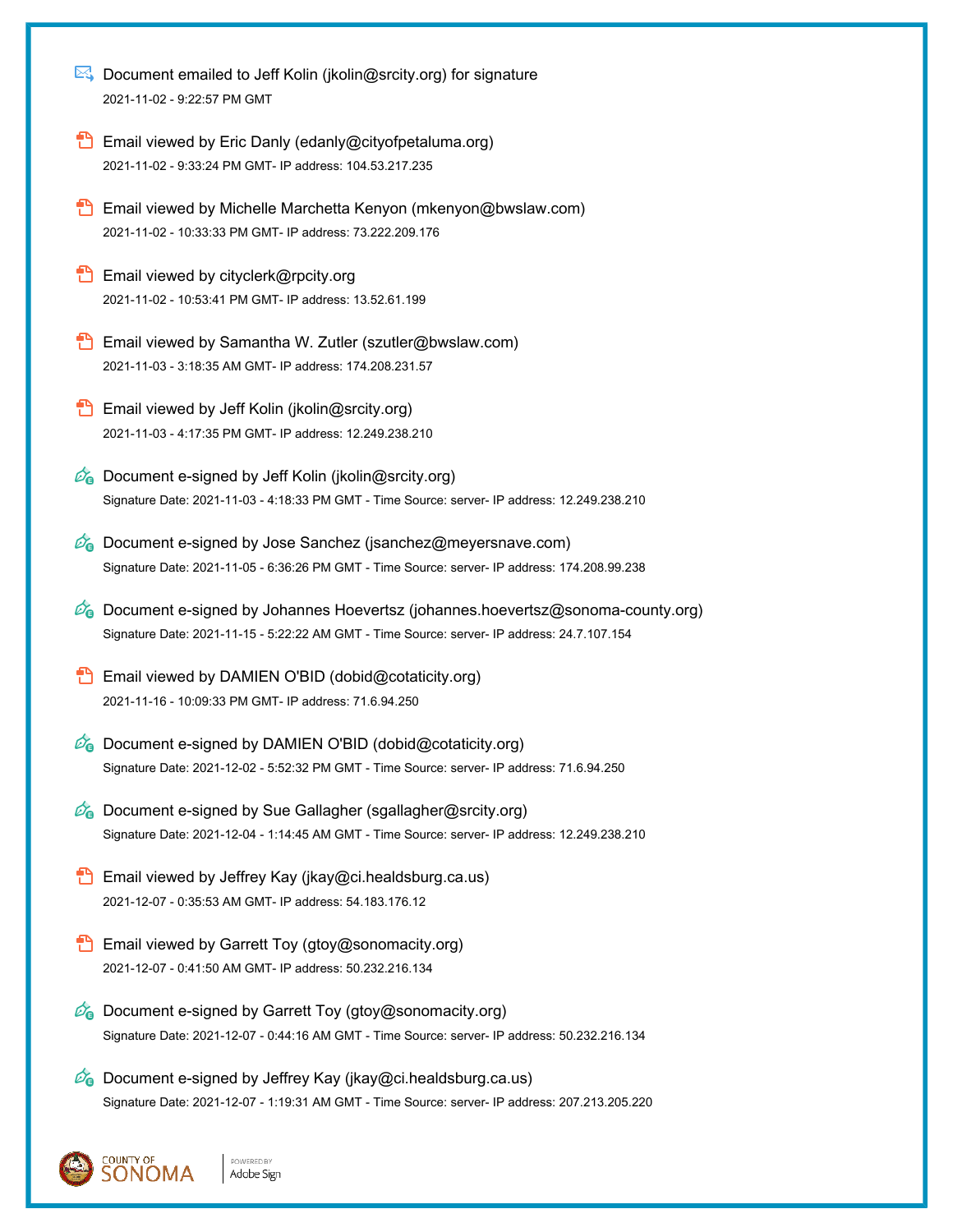Document emailed to Jeff Kolin (jkolin@srcity.org) for signature
2021-11-02 - 9:22:57 PM GMT

Email viewed by Eric Danly (edanly@cityofpetaluma.org)
2021-11-02 - 9:33:24 PM GMT- IP address: 104.53.217.235

Email viewed by Michelle Marchetta Kenyon (mkenyon@bwslaw.com)
2021-11-02 - 10:33:33 PM GMT- IP address: 73.222.209.176

Email viewed by cityclerk@rpcity.org
2021-11-02 - 10:53:41 PM GMT- IP address: 13.52.61.199

Email viewed by Samantha W. Zutler (szutler@bwslaw.com)
2021-11-03 - 3:18:35 AM GMT- IP address: 174.208.231.57

Email viewed by Jeff Kolin (jkolin@srcity.org)
2021-11-03 - 4:17:35 PM GMT- IP address: 12.249.238.210

Document e-signed by Jeff Kolin (jkolin@srcity.org)
Signature Date: 2021-11-03 - 4:18:33 PM GMT - Time Source: server- IP address: 12.249.238.210

Document e-signed by Jose Sanchez (jsanchez@meyersnave.com)
Signature Date: 2021-11-05 - 6:36:26 PM GMT - Time Source: server- IP address: 174.208.99.238

Document e-signed by Johannes Hoevertsz (johannes.hoevertsz@sonoma-county.org)
Signature Date: 2021-11-15 - 5:22:22 AM GMT - Time Source: server- IP address: 24.7.107.154

Email viewed by DAMIEN O'BID (dobid@cotaticity.org)
2021-11-16 - 10:09:33 PM GMT- IP address: 71.6.94.250

Document e-signed by DAMIEN O'BID (dobid@cotaticity.org)
Signature Date: 2021-12-02 - 5:52:32 PM GMT - Time Source: server- IP address: 71.6.94.250

Document e-signed by Sue Gallagher (sgallagher@srcity.org)
Signature Date: 2021-12-04 - 1:14:45 AM GMT - Time Source: server- IP address: 12.249.238.210

Email viewed by Jeffrey Kay (jkay@ci.healdsburg.ca.us)
2021-12-07 - 0:35:53 AM GMT- IP address: 54.183.176.12

Email viewed by Garrett Toy (gtoy@sonomacity.org)
2021-12-07 - 0:41:50 AM GMT- IP address: 50.232.216.134

Document e-signed by Garrett Toy (gtoy@sonomacity.org)
Signature Date: 2021-12-07 - 0:44:16 AM GMT - Time Source: server- IP address: 50.232.216.134

Document e-signed by Jeffrey Kay (jkay@ci.healdsburg.ca.us)
Signature Date: 2021-12-07 - 1:19:31 AM GMT - Time Source: server- IP address: 207.213.205.220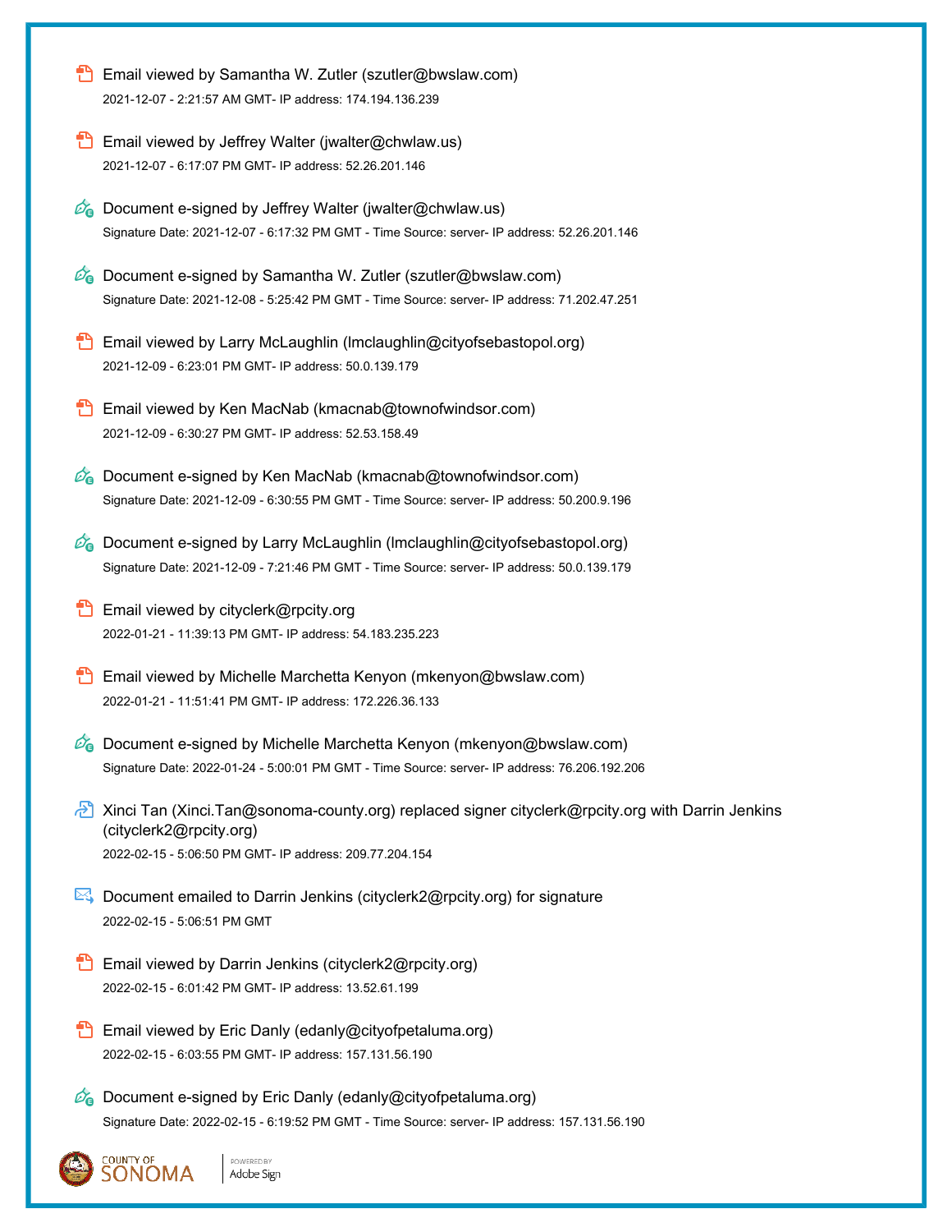Email viewed by Samantha W. Zutler (szutler@bwslaw.com)

2021-12-07 - 2:21:57 AM GMT- IP address: 174.194.136.239

Email viewed by Jeffrey Walter (jwalter@chwlaw.us)

2021-12-07 - 6:17:07 PM GMT- IP address: 52.26.201.146

Document e-signed by Jeffrey Walter (jwalter@chwlaw.us)

Signature Date: 2021-12-07 - 6:17:32 PM GMT - Time Source: server- IP address: 52.26.201.146

Document e-signed by Samantha W. Zutler (szutler@bwslaw.com)

Signature Date: 2021-12-08 - 5:25:42 PM GMT - Time Source: server- IP address: 71.202.47.251

Email viewed by Larry McLaughlin (lmclaughlin@cityofsebastopol.org)

2021-12-09 - 6:23:01 PM GMT- IP address: 50.0.139.179

Email viewed by Ken MacNab (kmacnab@townofwindsor.com)

2021-12-09 - 6:30:27 PM GMT- IP address: 52.53.158.49

Document e-signed by Ken MacNab (kmacnab@townofwindsor.com)

Signature Date: 2021-12-09 - 6:30:55 PM GMT - Time Source: server- IP address: 50.200.9.196

Document e-signed by Larry McLaughlin (lmclaughlin@cityofsebastopol.org)

Signature Date: 2021-12-09 - 7:21:46 PM GMT - Time Source: server- IP address: 50.0.139.179

Email viewed by cityclerk@rpcity.org

2022-01-21 - 11:39:13 PM GMT- IP address: 54.183.235.223

Email viewed by Michelle Marchetta Kenyon (mkenyon@bwslaw.com)

2022-01-21 - 11:51:41 PM GMT- IP address: 172.226.36.133

Document e-signed by Michelle Marchetta Kenyon (mkenyon@bwslaw.com)

Signature Date: 2022-01-24 - 5:00:01 PM GMT - Time Source: server- IP address: 76.206.192.206

Xinci Tan (Xinci.Tan@sonoma-county.org) replaced signer cityclerk@rpcity.org with Darrin Jenkins (cityclerk2@rpcity.org)

2022-02-15 - 5:06:50 PM GMT- IP address: 209.77.204.154

Document emailed to Darrin Jenkins (cityclerk2@rpcity.org) for signature

2022-02-15 - 5:06:51 PM GMT

Email viewed by Darrin Jenkins (cityclerk2@rpcity.org)

2022-02-15 - 6:01:42 PM GMT- IP address: 13.52.61.199

Email viewed by Eric Danly (edanly@cityofpetaluma.org)

2022-02-15 - 6:03:55 PM GMT- IP address: 157.131.56.190

Document e-signed by Eric Danly (edanly@cityofpetaluma.org)

Signature Date: 2022-02-15 - 6:19:52 PM GMT - Time Source: server- IP address: 157.131.56.190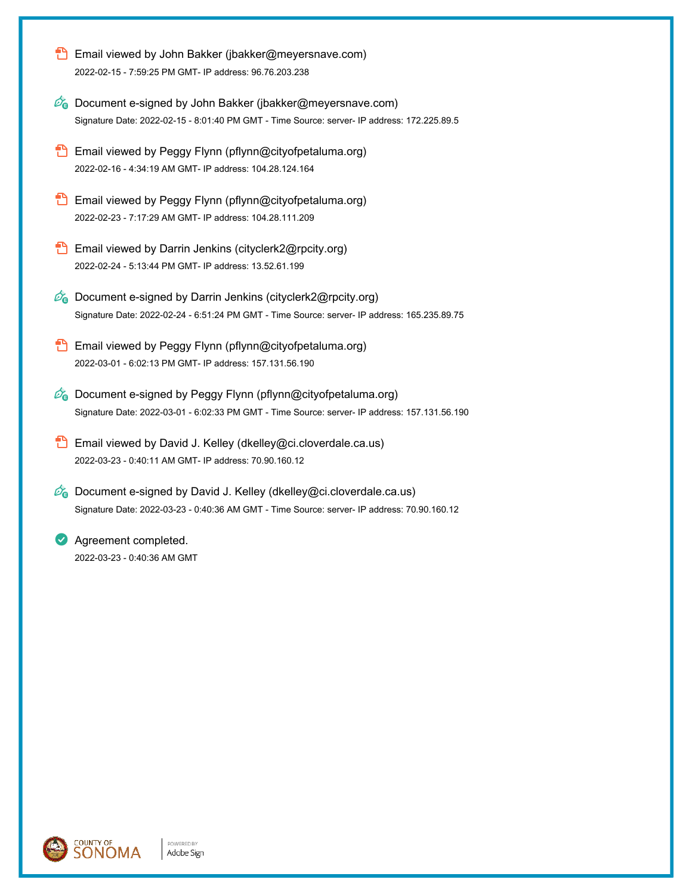Email viewed by John Bakker (jbakker@meyersnave.com)
2022-02-15 - 7:59:25 PM GMT- IP address: 96.76.203.238

Document e-signed by John Bakker (jbakker@meyersnave.com)
Signature Date: 2022-02-15 - 8:01:40 PM GMT - Time Source: server- IP address: 172.225.89.5

Email viewed by Peggy Flynn (pflynn@cityofpetaluma.org)
2022-02-16 - 4:34:19 AM GMT- IP address: 104.28.124.164

Email viewed by Peggy Flynn (pflynn@cityofpetaluma.org)
2022-02-23 - 7:17:29 AM GMT- IP address: 104.28.111.209

Email viewed by Darrin Jenkins (cityclerk2@rpcity.org)
2022-02-24 - 5:13:44 PM GMT- IP address: 13.52.61.199

Document e-signed by Darrin Jenkins (cityclerk2@rpcity.org)
Signature Date: 2022-02-24 - 6:51:24 PM GMT - Time Source: server- IP address: 165.235.89.75

Email viewed by Peggy Flynn (pflynn@cityofpetaluma.org)
2022-03-01 - 6:02:13 PM GMT- IP address: 157.131.56.190

Document e-signed by Peggy Flynn (pflynn@cityofpetaluma.org)
Signature Date: 2022-03-01 - 6:02:33 PM GMT - Time Source: server- IP address: 157.131.56.190

Email viewed by David J. Kelley (dkelley@ci.cloverdale.ca.us)
2022-03-23 - 0:40:11 AM GMT- IP address: 70.90.160.12

Document e-signed by David J. Kelley (dkelley@ci.cloverdale.ca.us)
Signature Date: 2022-03-23 - 0:40:36 AM GMT - Time Source: server- IP address: 70.90.160.12

Agreement completed.
2022-03-23 - 0:40:36 AM GMT